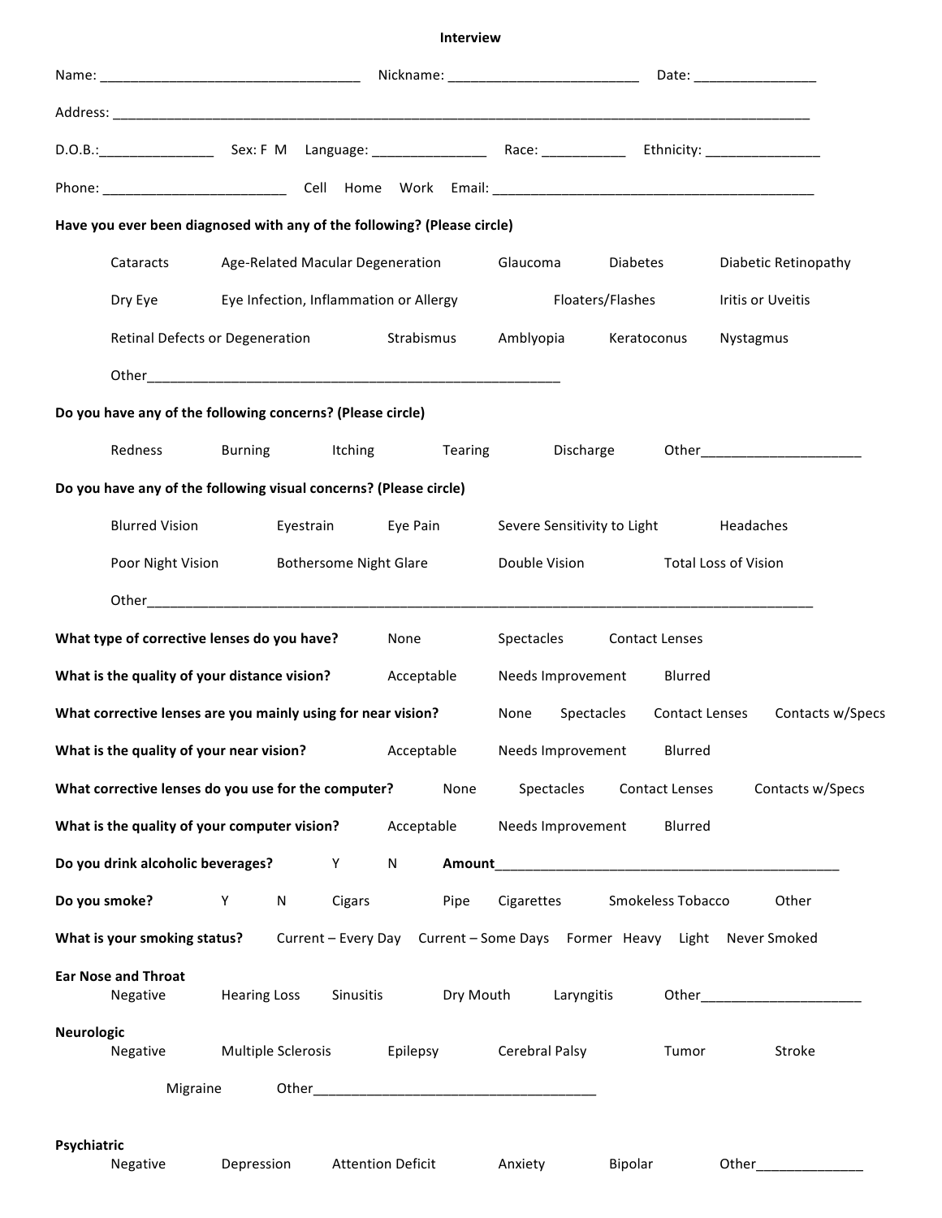## Interview

Name: ___________________________________ Nickname: _________________________ Date: ________________

Address: ___________________________________________________________________________________________

D.O.B.:_______________ Sex: F M Language: _______________ Race: ___________ Ethnicity: _______________

Phone: ________________________ Cell Home Work Email: __________________________________________

**Have you ever been diagnosed with any of the following? (Please circle)**

Cataracts  Age-Related Macular Degeneration  Glaucoma  Diabetes  Diabetic Retinopathy

Dry Eye  Eye Infection, Inflammation or Allergy  Floaters/Flashes  Iritis or Uveitis

Retinal Defects or Degeneration  Strabismus  Amblyopia  Keratoconus  Nystagmus

Other_______________________________________________________

**Do you have any of the following concerns? (Please circle)**

Redness  Burning  Itching  Tearing  Discharge  Other______________________

**Do you have any of the following visual concerns? (Please circle)**

Blurred Vision  Eyestrain  Eye Pain  Severe Sensitivity to Light  Headaches

Poor Night Vision  Bothersome Night Glare  Double Vision  Total Loss of Vision

Other____________________________________________________________________________________

**What type of corrective lenses do you have?** None  Spectacles  Contact Lenses

**What is the quality of your distance vision?** Acceptable  Needs Improvement  Blurred

**What corrective lenses are you mainly using for near vision?** None  Spectacles  Contact Lenses  Contacts w/Specs

**What is the quality of your near vision?** Acceptable  Needs Improvement  Blurred

**What corrective lenses do you use for the computer?** None  Spectacles  Contact Lenses  Contacts w/Specs

**What is the quality of your computer vision?** Acceptable  Needs Improvement  Blurred

**Do you drink alcoholic beverages?** Y  N  **Amount**_______________________________________________

**Do you smoke?** Y  N  Cigars  Pipe  Cigarettes  Smokeless Tobacco  Other

**What is your smoking status?** Current – Every Day  Current – Some Days  Former  Heavy  Light  Never Smoked

**Ear Nose and Throat**

Negative  Hearing Loss  Sinusitis  Dry Mouth  Laryngitis  Other______________________

**Neurologic**

Negative  Multiple Sclerosis  Epilepsy  Cerebral Palsy  Tumor  Stroke

Migraine  Other_____________________________________

**Psychiatric**

Negative  Depression  Attention Deficit  Anxiety  Bipolar  Other______________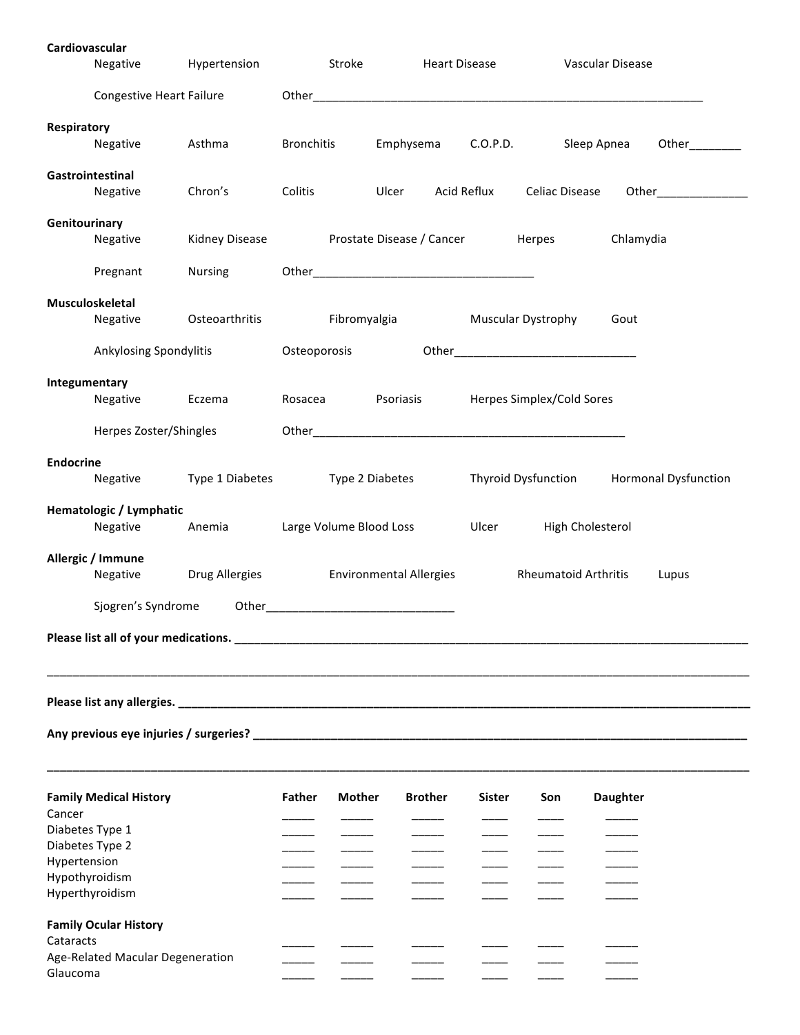**Cardiovascular**

Negative Hypertension Stroke Heart Disease Vascular Disease

Congestive Heart Failure Other_______________________________________________________________

**Respiratory**

Negative Asthma Bronchitis Emphysema C.O.P.D. Sleep Apnea Other________

**Gastrointestinal**

Negative Chron's Colitis Ulcer Acid Reflux Celiac Disease Other______________

**Genitourinary**

Negative Kidney Disease Prostate Disease / Cancer Herpes Chlamydia

Pregnant Nursing Other__________________________________

**Musculoskeletal**

Negative Osteoarthritis Fibromyalgia Muscular Dystrophy Gout

Ankylosing Spondylitis Osteoporosis Other____________________________

**Integumentary**

Negative Eczema Rosacea Psoriasis Herpes Simplex/Cold Sores

Herpes Zoster/Shingles Other__________________________________________________

**Endocrine**

Negative Type 1 Diabetes Type 2 Diabetes Thyroid Dysfunction Hormonal Dysfunction

**Hematologic / Lymphatic**

Negative Anemia Large Volume Blood Loss Ulcer High Cholesterol

**Allergic / Immune**

Negative Drug Allergies Environmental Allergies Rheumatoid Arthritis Lupus

Sjogren's Syndrome Other_____________________________

**Please list all of your medications.** ___________________________________________________________________________

___________________________________________________________________________________________________

**Please list any allergies. ___________________________________________________________________________________**

**Any previous eye injuries / surgeries? ___________________________________________________________________________**

**___________________________________________________________________________________________________**

| **Family Medical History** | **Father** | **Mother** | **Brother** | **Sister** | **Son** | **Daughter** |
|---|---|---|---|---|---|---|
| Cancer | _____ | _____ | _____ | ____ | ____ | _____ |
| Diabetes Type 1 | _____ | _____ | _____ | ____ | ____ | _____ |
| Diabetes Type 2 | _____ | _____ | _____ | ____ | ____ | _____ |
| Hypertension | _____ | _____ | _____ | ____ | ____ | _____ |
| Hypothyroidism | _____ | _____ | _____ | ____ | ____ | _____ |
| Hyperthyroidism | _____ | _____ | _____ | ____ | ____ | _____ |
| **Family Ocular History** | | | | | | |
| Cataracts | _____ | _____ | _____ | ____ | ____ | _____ |
| Age-Related Macular Degeneration | _____ | _____ | _____ | ____ | ____ | _____ |
| Glaucoma | _____ | _____ | _____ | ____ | ____ | _____ |